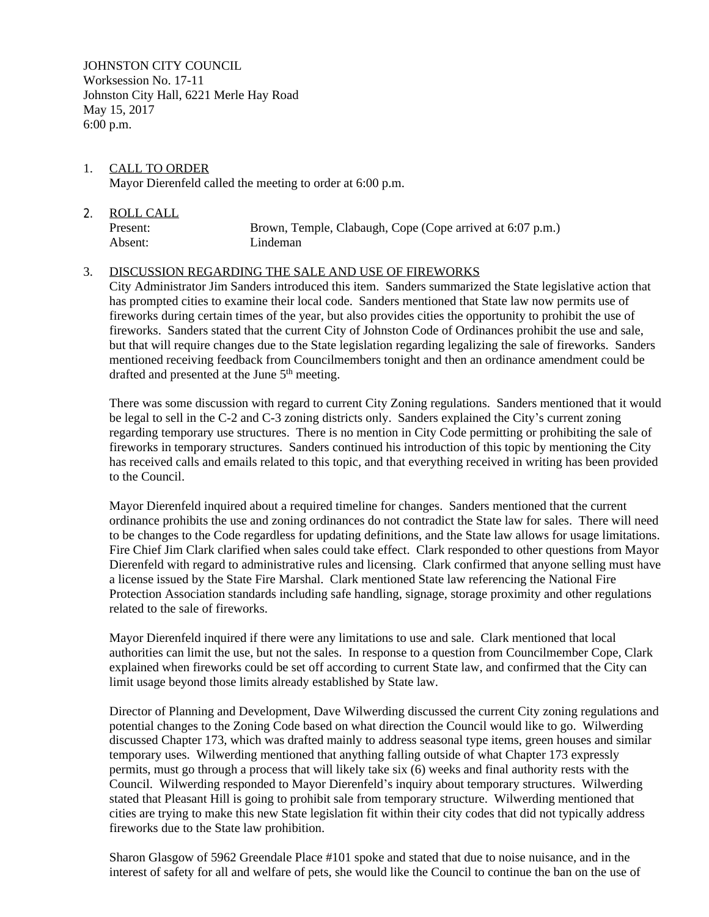JOHNSTON CITY COUNCIL
Worksession No. 17-11
Johnston City Hall, 6221 Merle Hay Road
May 15, 2017
6:00 p.m.

1. CALL TO ORDER
   Mayor Dierenfeld called the meeting to order at 6:00 p.m.

2. ROLL CALL

   | | |
   |---|---|
   | Present: | Brown, Temple, Clabaugh, Cope (Cope arrived at 6:07 p.m.) |
   | Absent: | Lindeman |

3. DISCUSSION REGARDING THE SALE AND USE OF FIREWORKS
   City Administrator Jim Sanders introduced this item. Sanders summarized the State legislative action that has prompted cities to examine their local code. Sanders mentioned that State law now permits use of fireworks during certain times of the year, but also provides cities the opportunity to prohibit the use of fireworks. Sanders stated that the current City of Johnston Code of Ordinances prohibit the use and sale, but that will require changes due to the State legislation regarding legalizing the sale of fireworks. Sanders mentioned receiving feedback from Councilmembers tonight and then an ordinance amendment could be drafted and presented at the June 5th meeting.

   There was some discussion with regard to current City Zoning regulations. Sanders mentioned that it would be legal to sell in the C-2 and C-3 zoning districts only. Sanders explained the City's current zoning regarding temporary use structures. There is no mention in City Code permitting or prohibiting the sale of fireworks in temporary structures. Sanders continued his introduction of this topic by mentioning the City has received calls and emails related to this topic, and that everything received in writing has been provided to the Council.

   Mayor Dierenfeld inquired about a required timeline for changes. Sanders mentioned that the current ordinance prohibits the use and zoning ordinances do not contradict the State law for sales. There will need to be changes to the Code regardless for updating definitions, and the State law allows for usage limitations. Fire Chief Jim Clark clarified when sales could take effect. Clark responded to other questions from Mayor Dierenfeld with regard to administrative rules and licensing. Clark confirmed that anyone selling must have a license issued by the State Fire Marshal. Clark mentioned State law referencing the National Fire Protection Association standards including safe handling, signage, storage proximity and other regulations related to the sale of fireworks.

   Mayor Dierenfeld inquired if there were any limitations to use and sale. Clark mentioned that local authorities can limit the use, but not the sales. In response to a question from Councilmember Cope, Clark explained when fireworks could be set off according to current State law, and confirmed that the City can limit usage beyond those limits already established by State law.

   Director of Planning and Development, Dave Wilwerding discussed the current City zoning regulations and potential changes to the Zoning Code based on what direction the Council would like to go. Wilwerding discussed Chapter 173, which was drafted mainly to address seasonal type items, green houses and similar temporary uses. Wilwerding mentioned that anything falling outside of what Chapter 173 expressly permits, must go through a process that will likely take six (6) weeks and final authority rests with the Council. Wilwerding responded to Mayor Dierenfeld's inquiry about temporary structures. Wilwerding stated that Pleasant Hill is going to prohibit sale from temporary structure. Wilwerding mentioned that cities are trying to make this new State legislation fit within their city codes that did not typically address fireworks due to the State law prohibition.

   Sharon Glasgow of 5962 Greendale Place #101 spoke and stated that due to noise nuisance, and in the interest of safety for all and welfare of pets, she would like the Council to continue the ban on the use of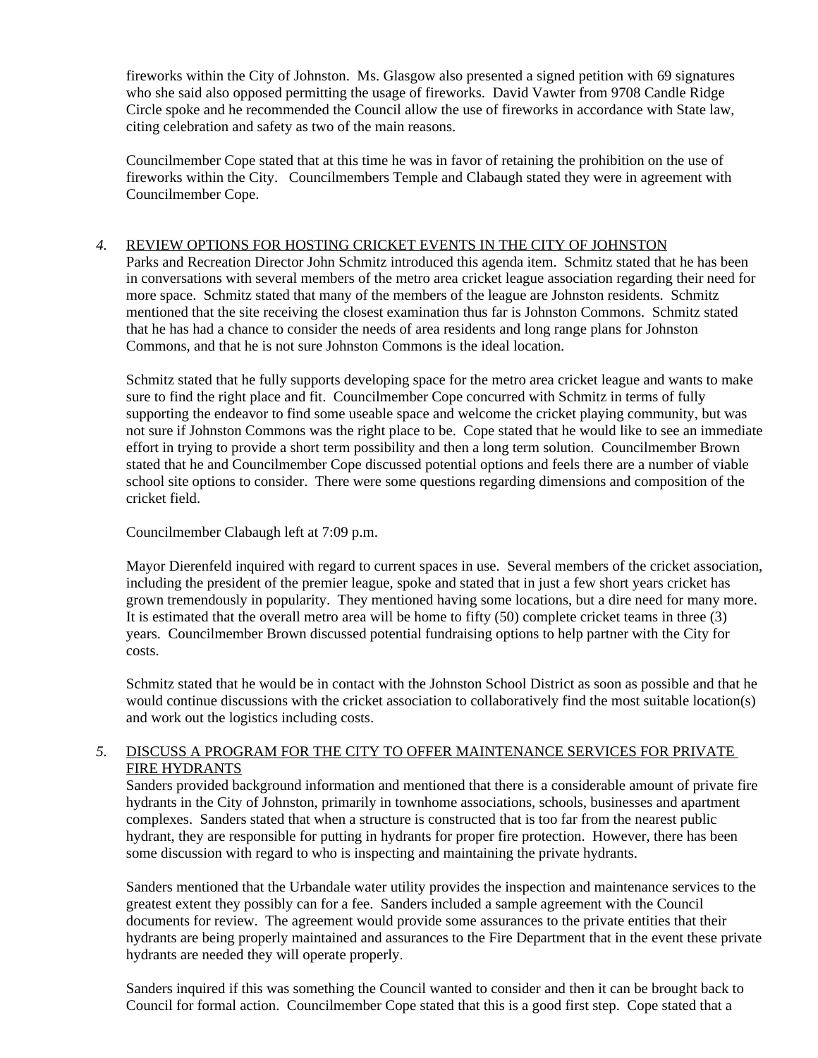fireworks within the City of Johnston. Ms. Glasgow also presented a signed petition with 69 signatures who she said also opposed permitting the usage of fireworks. David Vawter from 9708 Candle Ridge Circle spoke and he recommended the Council allow the use of fireworks in accordance with State law, citing celebration and safety as two of the main reasons.

Councilmember Cope stated that at this time he was in favor of retaining the prohibition on the use of fireworks within the City. Councilmembers Temple and Clabaugh stated they were in agreement with Councilmember Cope.

*4.* <u>REVIEW OPTIONS FOR HOSTING CRICKET EVENTS IN THE CITY OF JOHNSTON</u>

Parks and Recreation Director John Schmitz introduced this agenda item. Schmitz stated that he has been in conversations with several members of the metro area cricket league association regarding their need for more space. Schmitz stated that many of the members of the league are Johnston residents. Schmitz mentioned that the site receiving the closest examination thus far is Johnston Commons. Schmitz stated that he has had a chance to consider the needs of area residents and long range plans for Johnston Commons, and that he is not sure Johnston Commons is the ideal location.

Schmitz stated that he fully supports developing space for the metro area cricket league and wants to make sure to find the right place and fit. Councilmember Cope concurred with Schmitz in terms of fully supporting the endeavor to find some useable space and welcome the cricket playing community, but was not sure if Johnston Commons was the right place to be. Cope stated that he would like to see an immediate effort in trying to provide a short term possibility and then a long term solution. Councilmember Brown stated that he and Councilmember Cope discussed potential options and feels there are a number of viable school site options to consider. There were some questions regarding dimensions and composition of the cricket field.

Councilmember Clabaugh left at 7:09 p.m.

Mayor Dierenfeld inquired with regard to current spaces in use. Several members of the cricket association, including the president of the premier league, spoke and stated that in just a few short years cricket has grown tremendously in popularity. They mentioned having some locations, but a dire need for many more. It is estimated that the overall metro area will be home to fifty (50) complete cricket teams in three (3) years. Councilmember Brown discussed potential fundraising options to help partner with the City for costs.

Schmitz stated that he would be in contact with the Johnston School District as soon as possible and that he would continue discussions with the cricket association to collaboratively find the most suitable location(s) and work out the logistics including costs.

*5.* <u>DISCUSS A PROGRAM FOR THE CITY TO OFFER MAINTENANCE SERVICES FOR PRIVATE FIRE HYDRANTS</u>

Sanders provided background information and mentioned that there is a considerable amount of private fire hydrants in the City of Johnston, primarily in townhome associations, schools, businesses and apartment complexes. Sanders stated that when a structure is constructed that is too far from the nearest public hydrant, they are responsible for putting in hydrants for proper fire protection. However, there has been some discussion with regard to who is inspecting and maintaining the private hydrants.

Sanders mentioned that the Urbandale water utility provides the inspection and maintenance services to the greatest extent they possibly can for a fee. Sanders included a sample agreement with the Council documents for review. The agreement would provide some assurances to the private entities that their hydrants are being properly maintained and assurances to the Fire Department that in the event these private hydrants are needed they will operate properly.

Sanders inquired if this was something the Council wanted to consider and then it can be brought back to Council for formal action. Councilmember Cope stated that this is a good first step. Cope stated that a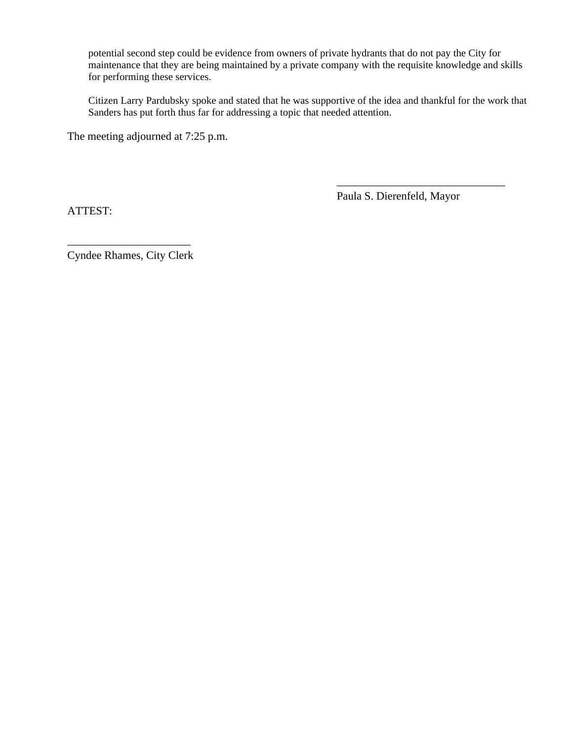potential second step could be evidence from owners of private hydrants that do not pay the City for maintenance that they are being maintained by a private company with the requisite knowledge and skills for performing these services.

Citizen Larry Pardubsky spoke and stated that he was supportive of the idea and thankful for the work that Sanders has put forth thus far for addressing a topic that needed attention.

The meeting adjourned at 7:25 p.m.

_______________________________
Paula S. Dierenfeld, Mayor

ATTEST:

______________________
Cyndee Rhames, City Clerk